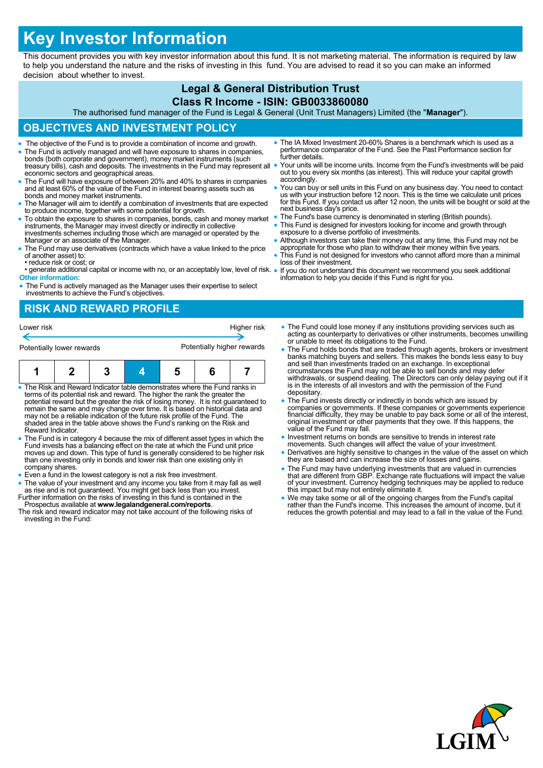# Key Investor Information

This document provides you with key investor information about this fund. It is not marketing material. The information is required by law to help you understand the nature and the risks of investing in this fund. You are advised to read it so you can make an informed decision about whether to invest.

## Legal & General Distribution Trust

## Class R Income - ISIN: GB0033860080

The authorised fund manager of the Fund is Legal & General (Unit Trust Managers) Limited (the "**Manager**").

## OBJECTIVES AND INVESTMENT POLICY

- The objective of the Fund is to provide a combination of income and growth.
- The Fund is actively managed and will have exposure to shares in companies, bonds (both corporate and government), money market instruments (such treasury bills), cash and deposits. The investments in the Fund may represent all economic sectors and geographical areas.
- The Fund will have exposure of between 20% and 40% to shares in companies and at least 60% of the value of the Fund in interest bearing assets such as bonds and money market instruments.
- The Manager will aim to identify a combination of investments that are expected to produce income, together with some potential for growth.
- To obtain the exposure to shares in companies, bonds, cash and money market instruments, the Manager may invest directly or indirectly in collective investments schemes including those which are managed or operated by the Manager or an associate of the Manager.
- The Fund may use derivatives (contracts which have a value linked to the price of another asset) to:
  - reduce risk or cost; or
  - generate additional capital or income with no, or an acceptably low, level of risk.

**Other information:**

- The Fund is actively managed as the Manager uses their expertise to select investments to achieve the Fund's objectives.
- The IA Mixed Investment 20-60% Shares is a benchmark which is used as a performance comparator of the Fund. See the Past Performance section for further details.
- Your units will be income units. Income from the Fund's investments will be paid out to you every six months (as interest). This will reduce your capital growth accordingly.
- You can buy or sell units in this Fund on any business day. You need to contact us with your instruction before 12 noon. This is the time we calculate unit prices for this Fund. If you contact us after 12 noon, the units will be bought or sold at the next business day's price.
- The Fund's base currency is denominated in sterling (British pounds).
- This Fund is designed for investors looking for income and growth through exposure to a diverse portfolio of investments.
- Although investors can take their money out at any time, this Fund may not be appropriate for those who plan to withdraw their money within five years.
- This Fund is not designed for investors who cannot afford more than a minimal loss of their investment.
- If you do not understand this document we recommend you seek additional information to help you decide if this Fund is right for you.

## RISK AND REWARD PROFILE

Lower risk ← → Higher risk

Potentially lower rewards — Potentially higher rewards

| 1 | 2 | 3 | **4** | 5 | 6 | 7 |
|---|---|---|---|---|---|---|

- The Risk and Reward Indicator table demonstrates where the Fund ranks in terms of its potential risk and reward. The higher the rank the greater the potential reward but the greater the risk of losing money. It is not guaranteed to remain the same and may change over time. It is based on historical data and may not be a reliable indication of the future risk profile of the Fund. The shaded area in the table above shows the Fund's ranking on the Risk and Reward Indicator.
- The Fund is in category 4 because the mix of different asset types in which the Fund invests has a balancing effect on the rate at which the Fund unit price moves up and down. This type of fund is generally considered to be higher risk than one investing only in bonds and lower risk than one existing only in company shares.
- Even a fund in the lowest category is not a risk free investment.
- The value of your investment and any income you take from it may fall as well as rise and is not guaranteed. You might get back less than you invest.

Further information on the risks of investing in this fund is contained in the Prospectus available at **www.legalandgeneral.com/reports**.

The risk and reward indicator may not take account of the following risks of investing in the Fund:

- The Fund could lose money if any institutions providing services such as acting as counterparty to derivatives or other instruments, becomes unwilling or unable to meet its obligations to the Fund.
- The Fund holds bonds that are traded through agents, brokers or investment banks matching buyers and sellers. This makes the bonds less easy to buy and sell than investments traded on an exchange. In exceptional circumstances the Fund may not be able to sell bonds and may defer withdrawals, or suspend dealing. The Directors can only delay paying out if it is in the interests of all investors and with the permission of the Fund depositary.
- The Fund invests directly or indirectly in bonds which are issued by companies or governments. If these companies or governments experience financial difficulty, they may be unable to pay back some or all of the interest, original investment or other payments that they owe. If this happens, the value of the Fund may fall.
- Investment returns on bonds are sensitive to trends in interest rate movements. Such changes will affect the value of your investment.
- Derivatives are highly sensitive to changes in the value of the asset on which they are based and can increase the size of losses and gains.
- The Fund may have underlying investments that are valued in currencies that are different from GBP. Exchange rate fluctuations will impact the value of your investment. Currency hedging techniques may be applied to reduce this impact but may not entirely eliminate it.
- We may take some or all of the ongoing charges from the Fund's capital rather than the Fund's income. This increases the amount of income, but it reduces the growth potential and may lead to a fall in the value of the Fund.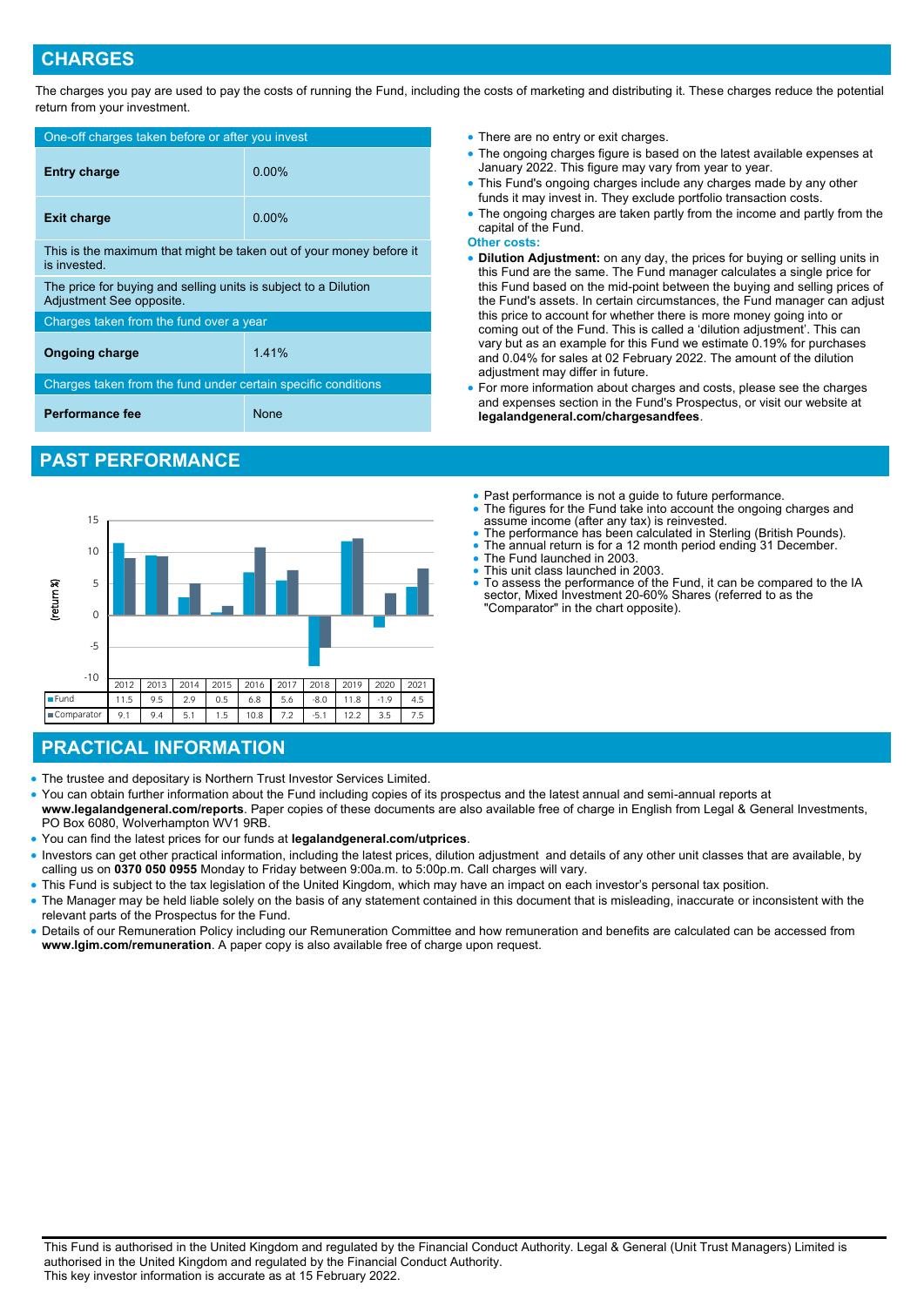## CHARGES

The charges you pay are used to pay the costs of running the Fund, including the costs of marketing and distributing it. These charges reduce the potential return from your investment.

| One-off charges taken before or after you invest | |
|---|---|
| **Entry charge** | 0.00% |
| **Exit charge** | 0.00% |
| This is the maximum that might be taken out of your money before it is invested. | |
| The price for buying and selling units is subject to a Dilution Adjustment See opposite. | |
| Charges taken from the fund over a year | |
| **Ongoing charge** | 1.41% |
| Charges taken from the fund under certain specific conditions | |
| **Performance fee** | None |

- There are no entry or exit charges.
- The ongoing charges figure is based on the latest available expenses at January 2022. This figure may vary from year to year.
- This Fund's ongoing charges include any charges made by any other funds it may invest in. They exclude portfolio transaction costs.
- The ongoing charges are taken partly from the income and partly from the capital of the Fund.

**Other costs:**

- **Dilution Adjustment:** on any day, the prices for buying or selling units in this Fund are the same. The Fund manager calculates a single price for this Fund based on the mid-point between the buying and selling prices of the Fund's assets. In certain circumstances, the Fund manager can adjust this price to account for whether there is more money going into or coming out of the Fund. This is called a 'dilution adjustment'. This can vary but as an example for this Fund we estimate 0.19% for purchases and 0.04% for sales at 02 February 2022. The amount of the dilution adjustment may differ in future.
- For more information about charges and costs, please see the charges and expenses section in the Fund's Prospectus, or visit our website at **legalandgeneral.com/chargesandfees**.

## PAST PERFORMANCE

(return %)

15
10
5
0
-5
-10

| | 2012 | 2013 | 2014 | 2015 | 2016 | 2017 | 2018 | 2019 | 2020 | 2021 |
|---|---|---|---|---|---|---|---|---|---|---|
| Fund | 11.5 | 9.5 | 2.9 | 0.5 | 6.8 | 5.6 | -8.0 | 11.8 | -1.9 | 4.5 |
| Comparator | 9.1 | 9.4 | 5.1 | 1.5 | 10.8 | 7.2 | -5.1 | 12.2 | 3.5 | 7.5 |

- Past performance is not a guide to future performance.
- The figures for the Fund take into account the ongoing charges and assume income (after any tax) is reinvested.
- The performance has been calculated in Sterling (British Pounds).
- The annual return is for a 12 month period ending 31 December.
- The Fund launched in 2003.
- This unit class launched in 2003.
- To assess the performance of the Fund, it can be compared to the IA sector, Mixed Investment 20-60% Shares (referred to as the "Comparator" in the chart opposite).

## PRACTICAL INFORMATION

- The trustee and depositary is Northern Trust Investor Services Limited.
- You can obtain further information about the Fund including copies of its prospectus and the latest annual and semi-annual reports at **www.legalandgeneral.com/reports**. Paper copies of these documents are also available free of charge in English from Legal & General Investments, PO Box 6080, Wolverhampton WV1 9RB.
- You can find the latest prices for our funds at **legalandgeneral.com/utprices**.
- Investors can get other practical information, including the latest prices, dilution adjustment and details of any other unit classes that are available, by calling us on **0370 050 0955** Monday to Friday between 9:00a.m. to 5:00p.m. Call charges will vary.
- This Fund is subject to the tax legislation of the United Kingdom, which may have an impact on each investor's personal tax position.
- The Manager may be held liable solely on the basis of any statement contained in this document that is misleading, inaccurate or inconsistent with the relevant parts of the Prospectus for the Fund.
- Details of our Remuneration Policy including our Remuneration Committee and how remuneration and benefits are calculated can be accessed from **www.lgim.com/remuneration**. A paper copy is also available free of charge upon request.

This Fund is authorised in the United Kingdom and regulated by the Financial Conduct Authority. Legal & General (Unit Trust Managers) Limited is authorised in the United Kingdom and regulated by the Financial Conduct Authority.
This key investor information is accurate as at 15 February 2022.